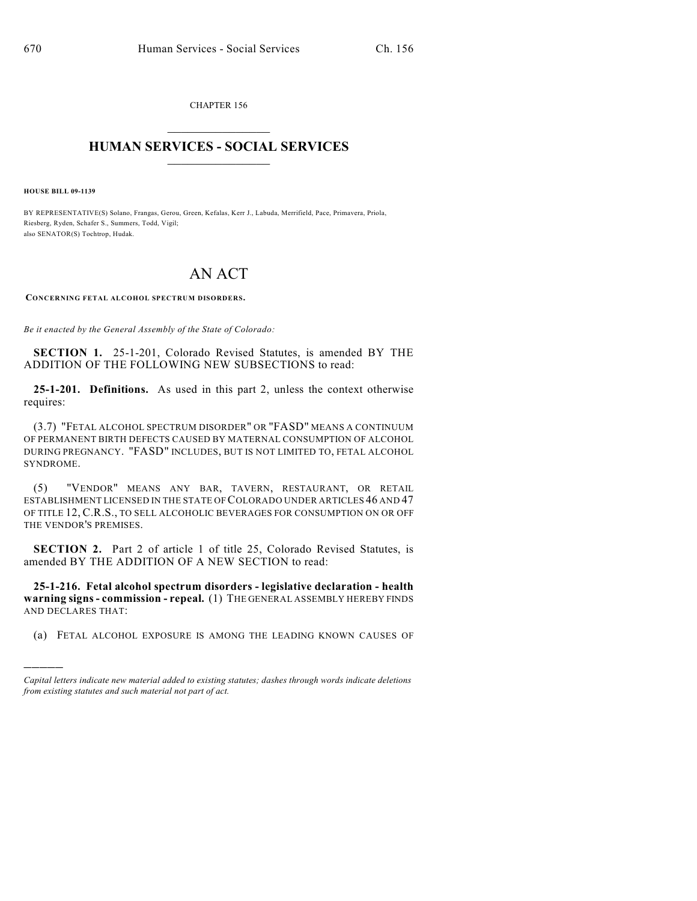CHAPTER 156

# HUMAN SERVICES - SOCIAL SERVICES

**HOUSE BILL 09-1139**

BY REPRESENTATIVE(S) Solano, Frangas, Gerou, Green, Kefalas, Kerr J., Labuda, Merrifield, Pace, Primavera, Priola, Riesberg, Ryden, Schafer S., Summers, Todd, Vigil;
also SENATOR(S) Tochtrop, Hudak.

# AN ACT

**CONCERNING FETAL ALCOHOL SPECTRUM DISORDERS.**

*Be it enacted by the General Assembly of the State of Colorado:*

**SECTION 1.** 25-1-201, Colorado Revised Statutes, is amended BY THE ADDITION OF THE FOLLOWING NEW SUBSECTIONS to read:

**25-1-201. Definitions.** As used in this part 2, unless the context otherwise requires:

(3.7) "FETAL ALCOHOL SPECTRUM DISORDER" OR "FASD" MEANS A CONTINUUM OF PERMANENT BIRTH DEFECTS CAUSED BY MATERNAL CONSUMPTION OF ALCOHOL DURING PREGNANCY. "FASD" INCLUDES, BUT IS NOT LIMITED TO, FETAL ALCOHOL SYNDROME.

(5) "VENDOR" MEANS ANY BAR, TAVERN, RESTAURANT, OR RETAIL ESTABLISHMENT LICENSED IN THE STATE OF COLORADO UNDER ARTICLES 46 AND 47 OF TITLE 12, C.R.S., TO SELL ALCOHOLIC BEVERAGES FOR CONSUMPTION ON OR OFF THE VENDOR'S PREMISES.

**SECTION 2.** Part 2 of article 1 of title 25, Colorado Revised Statutes, is amended BY THE ADDITION OF A NEW SECTION to read:

**25-1-216. Fetal alcohol spectrum disorders - legislative declaration - health warning signs - commission - repeal.** (1) THE GENERAL ASSEMBLY HEREBY FINDS AND DECLARES THAT:

(a) FETAL ALCOHOL EXPOSURE IS AMONG THE LEADING KNOWN CAUSES OF

---

*Capital letters indicate new material added to existing statutes; dashes through words indicate deletions from existing statutes and such material not part of act.*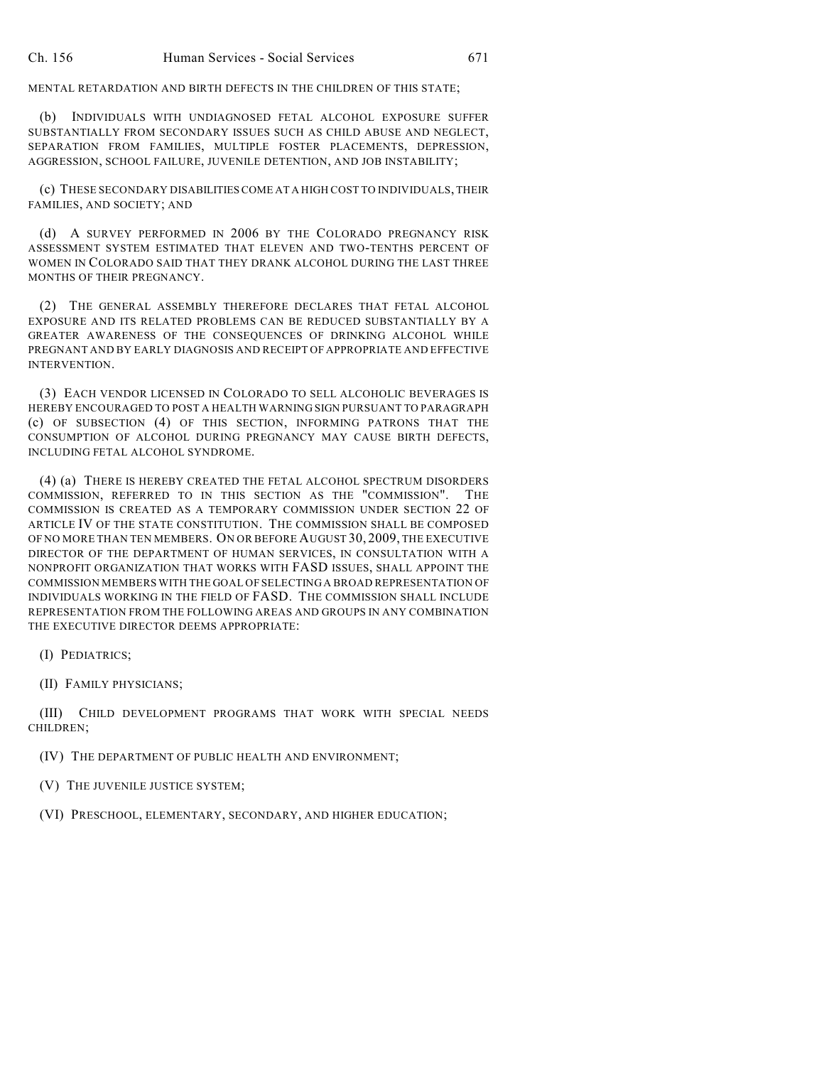MENTAL RETARDATION AND BIRTH DEFECTS IN THE CHILDREN OF THIS STATE;

(b) INDIVIDUALS WITH UNDIAGNOSED FETAL ALCOHOL EXPOSURE SUFFER SUBSTANTIALLY FROM SECONDARY ISSUES SUCH AS CHILD ABUSE AND NEGLECT, SEPARATION FROM FAMILIES, MULTIPLE FOSTER PLACEMENTS, DEPRESSION, AGGRESSION, SCHOOL FAILURE, JUVENILE DETENTION, AND JOB INSTABILITY;

(c) THESE SECONDARY DISABILITIES COME AT A HIGH COST TO INDIVIDUALS, THEIR FAMILIES, AND SOCIETY; AND

(d) A SURVEY PERFORMED IN 2006 BY THE COLORADO PREGNANCY RISK ASSESSMENT SYSTEM ESTIMATED THAT ELEVEN AND TWO-TENTHS PERCENT OF WOMEN IN COLORADO SAID THAT THEY DRANK ALCOHOL DURING THE LAST THREE MONTHS OF THEIR PREGNANCY.

(2) THE GENERAL ASSEMBLY THEREFORE DECLARES THAT FETAL ALCOHOL EXPOSURE AND ITS RELATED PROBLEMS CAN BE REDUCED SUBSTANTIALLY BY A GREATER AWARENESS OF THE CONSEQUENCES OF DRINKING ALCOHOL WHILE PREGNANT AND BY EARLY DIAGNOSIS AND RECEIPT OF APPROPRIATE AND EFFECTIVE INTERVENTION.

(3) EACH VENDOR LICENSED IN COLORADO TO SELL ALCOHOLIC BEVERAGES IS HEREBY ENCOURAGED TO POST A HEALTH WARNING SIGN PURSUANT TO PARAGRAPH (c) OF SUBSECTION (4) OF THIS SECTION, INFORMING PATRONS THAT THE CONSUMPTION OF ALCOHOL DURING PREGNANCY MAY CAUSE BIRTH DEFECTS, INCLUDING FETAL ALCOHOL SYNDROME.

(4) (a) THERE IS HEREBY CREATED THE FETAL ALCOHOL SPECTRUM DISORDERS COMMISSION, REFERRED TO IN THIS SECTION AS THE "COMMISSION". THE COMMISSION IS CREATED AS A TEMPORARY COMMISSION UNDER SECTION 22 OF ARTICLE IV OF THE STATE CONSTITUTION. THE COMMISSION SHALL BE COMPOSED OF NO MORE THAN TEN MEMBERS. ON OR BEFORE AUGUST 30, 2009, THE EXECUTIVE DIRECTOR OF THE DEPARTMENT OF HUMAN SERVICES, IN CONSULTATION WITH A NONPROFIT ORGANIZATION THAT WORKS WITH FASD ISSUES, SHALL APPOINT THE COMMISSION MEMBERS WITH THE GOAL OF SELECTING A BROAD REPRESENTATION OF INDIVIDUALS WORKING IN THE FIELD OF FASD. THE COMMISSION SHALL INCLUDE REPRESENTATION FROM THE FOLLOWING AREAS AND GROUPS IN ANY COMBINATION THE EXECUTIVE DIRECTOR DEEMS APPROPRIATE:

(I) PEDIATRICS;

(II) FAMILY PHYSICIANS;

(III) CHILD DEVELOPMENT PROGRAMS THAT WORK WITH SPECIAL NEEDS CHILDREN;

(IV) THE DEPARTMENT OF PUBLIC HEALTH AND ENVIRONMENT;

(V) THE JUVENILE JUSTICE SYSTEM;

(VI) PRESCHOOL, ELEMENTARY, SECONDARY, AND HIGHER EDUCATION;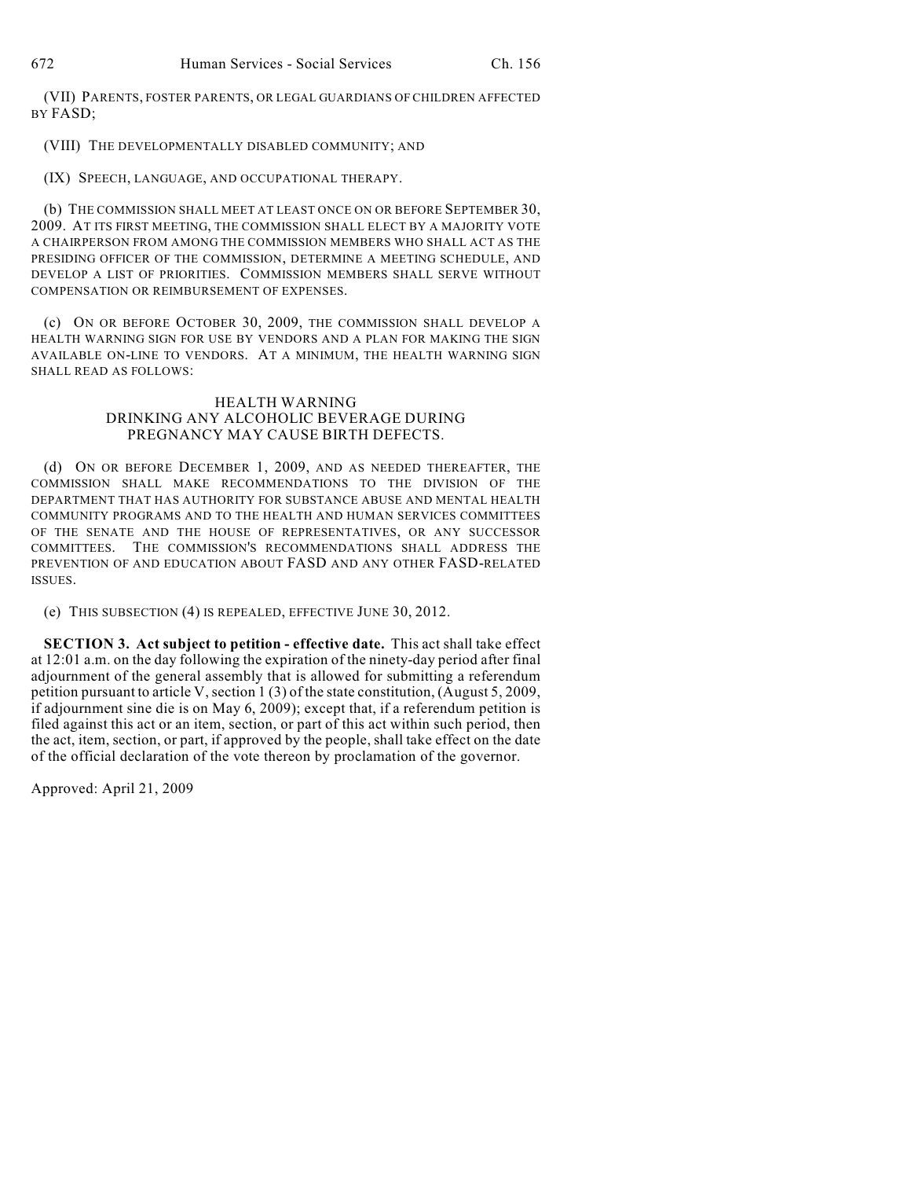(VII) PARENTS, FOSTER PARENTS, OR LEGAL GUARDIANS OF CHILDREN AFFECTED BY FASD;

(VIII) THE DEVELOPMENTALLY DISABLED COMMUNITY; AND

(IX) SPEECH, LANGUAGE, AND OCCUPATIONAL THERAPY.

(b) THE COMMISSION SHALL MEET AT LEAST ONCE ON OR BEFORE SEPTEMBER 30, 2009. AT ITS FIRST MEETING, THE COMMISSION SHALL ELECT BY A MAJORITY VOTE A CHAIRPERSON FROM AMONG THE COMMISSION MEMBERS WHO SHALL ACT AS THE PRESIDING OFFICER OF THE COMMISSION, DETERMINE A MEETING SCHEDULE, AND DEVELOP A LIST OF PRIORITIES. COMMISSION MEMBERS SHALL SERVE WITHOUT COMPENSATION OR REIMBURSEMENT OF EXPENSES.

(c) ON OR BEFORE OCTOBER 30, 2009, THE COMMISSION SHALL DEVELOP A HEALTH WARNING SIGN FOR USE BY VENDORS AND A PLAN FOR MAKING THE SIGN AVAILABLE ON-LINE TO VENDORS. AT A MINIMUM, THE HEALTH WARNING SIGN SHALL READ AS FOLLOWS:

HEALTH WARNING
DRINKING ANY ALCOHOLIC BEVERAGE DURING PREGNANCY MAY CAUSE BIRTH DEFECTS.

(d) ON OR BEFORE DECEMBER 1, 2009, AND AS NEEDED THEREAFTER, THE COMMISSION SHALL MAKE RECOMMENDATIONS TO THE DIVISION OF THE DEPARTMENT THAT HAS AUTHORITY FOR SUBSTANCE ABUSE AND MENTAL HEALTH COMMUNITY PROGRAMS AND TO THE HEALTH AND HUMAN SERVICES COMMITTEES OF THE SENATE AND THE HOUSE OF REPRESENTATIVES, OR ANY SUCCESSOR COMMITTEES. THE COMMISSION'S RECOMMENDATIONS SHALL ADDRESS THE PREVENTION OF AND EDUCATION ABOUT FASD AND ANY OTHER FASD-RELATED ISSUES.

(e) THIS SUBSECTION (4) IS REPEALED, EFFECTIVE JUNE 30, 2012.

**SECTION 3. Act subject to petition - effective date.** This act shall take effect at 12:01 a.m. on the day following the expiration of the ninety-day period after final adjournment of the general assembly that is allowed for submitting a referendum petition pursuant to article V, section 1 (3) of the state constitution, (August 5, 2009, if adjournment sine die is on May 6, 2009); except that, if a referendum petition is filed against this act or an item, section, or part of this act within such period, then the act, item, section, or part, if approved by the people, shall take effect on the date of the official declaration of the vote thereon by proclamation of the governor.

Approved: April 21, 2009